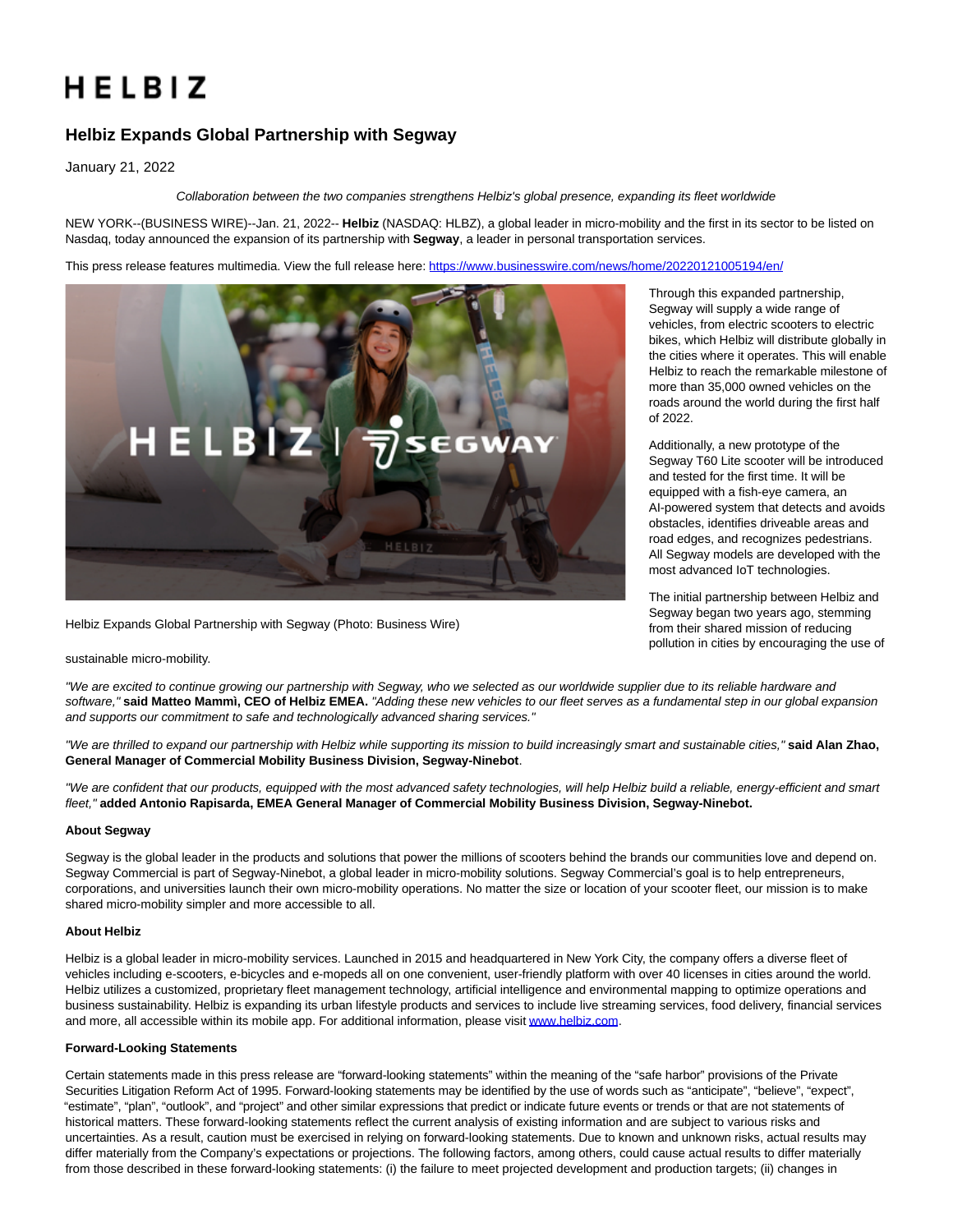# HELBIZ

## Helbiz Expands Global Partnership with Segway

January 21, 2022

*Collaboration between the two companies strengthens Helbiz's global presence, expanding its fleet worldwide*

NEW YORK--(BUSINESS WIRE)--Jan. 21, 2022-- **Helbiz** (NASDAQ: HLBZ), a global leader in micro-mobility and the first in its sector to be listed on Nasdaq, today announced the expansion of its partnership with **Segway**, a leader in personal transportation services.

This press release features multimedia. View the full release here: https://www.businesswire.com/news/home/20220121005194/en/

Helbiz Expands Global Partnership with Segway (Photo: Business Wire)

Through this expanded partnership, Segway will supply a wide range of vehicles, from electric scooters to electric bikes, which Helbiz will distribute globally in the cities where it operates. This will enable Helbiz to reach the remarkable milestone of more than 35,000 owned vehicles on the roads around the world during the first half of 2022.

Additionally, a new prototype of the Segway T60 Lite scooter will be introduced and tested for the first time. It will be equipped with a fish-eye camera, an AI-powered system that detects and avoids obstacles, identifies driveable areas and road edges, and recognizes pedestrians. All Segway models are developed with the most advanced IoT technologies.

The initial partnership between Helbiz and Segway began two years ago, stemming from their shared mission of reducing pollution in cities by encouraging the use of sustainable micro-mobility.

*"We are excited to continue growing our partnership with Segway, who we selected as our worldwide supplier due to its reliable hardware and software,"* **said Matteo Mammì, CEO of Helbiz EMEA.** *"Adding these new vehicles to our fleet serves as a fundamental step in our global expansion and supports our commitment to safe and technologically advanced sharing services."*

*"We are thrilled to expand our partnership with Helbiz while supporting its mission to build increasingly smart and sustainable cities,"* **said Alan Zhao, General Manager of Commercial Mobility Business Division, Segway-Ninebot**.

*"We are confident that our products, equipped with the most advanced safety technologies, will help Helbiz build a reliable, energy-efficient and smart fleet,"* **added Antonio Rapisarda, EMEA General Manager of Commercial Mobility Business Division, Segway-Ninebot.**

**About Segway**

Segway is the global leader in the products and solutions that power the millions of scooters behind the brands our communities love and depend on. Segway Commercial is part of Segway-Ninebot, a global leader in micro-mobility solutions. Segway Commercial's goal is to help entrepreneurs, corporations, and universities launch their own micro-mobility operations. No matter the size or location of your scooter fleet, our mission is to make shared micro-mobility simpler and more accessible to all.

**About Helbiz**

Helbiz is a global leader in micro-mobility services. Launched in 2015 and headquartered in New York City, the company offers a diverse fleet of vehicles including e-scooters, e-bicycles and e-mopeds all on one convenient, user-friendly platform with over 40 licenses in cities around the world. Helbiz utilizes a customized, proprietary fleet management technology, artificial intelligence and environmental mapping to optimize operations and business sustainability. Helbiz is expanding its urban lifestyle products and services to include live streaming services, food delivery, financial services and more, all accessible within its mobile app. For additional information, please visit www.helbiz.com.

**Forward-Looking Statements**

Certain statements made in this press release are "forward-looking statements" within the meaning of the "safe harbor" provisions of the Private Securities Litigation Reform Act of 1995. Forward-looking statements may be identified by the use of words such as "anticipate", "believe", "expect", "estimate", "plan", "outlook", and "project" and other similar expressions that predict or indicate future events or trends or that are not statements of historical matters. These forward-looking statements reflect the current analysis of existing information and are subject to various risks and uncertainties. As a result, caution must be exercised in relying on forward-looking statements. Due to known and unknown risks, actual results may differ materially from the Company's expectations or projections. The following factors, among others, could cause actual results to differ materially from those described in these forward-looking statements: (i) the failure to meet projected development and production targets; (ii) changes in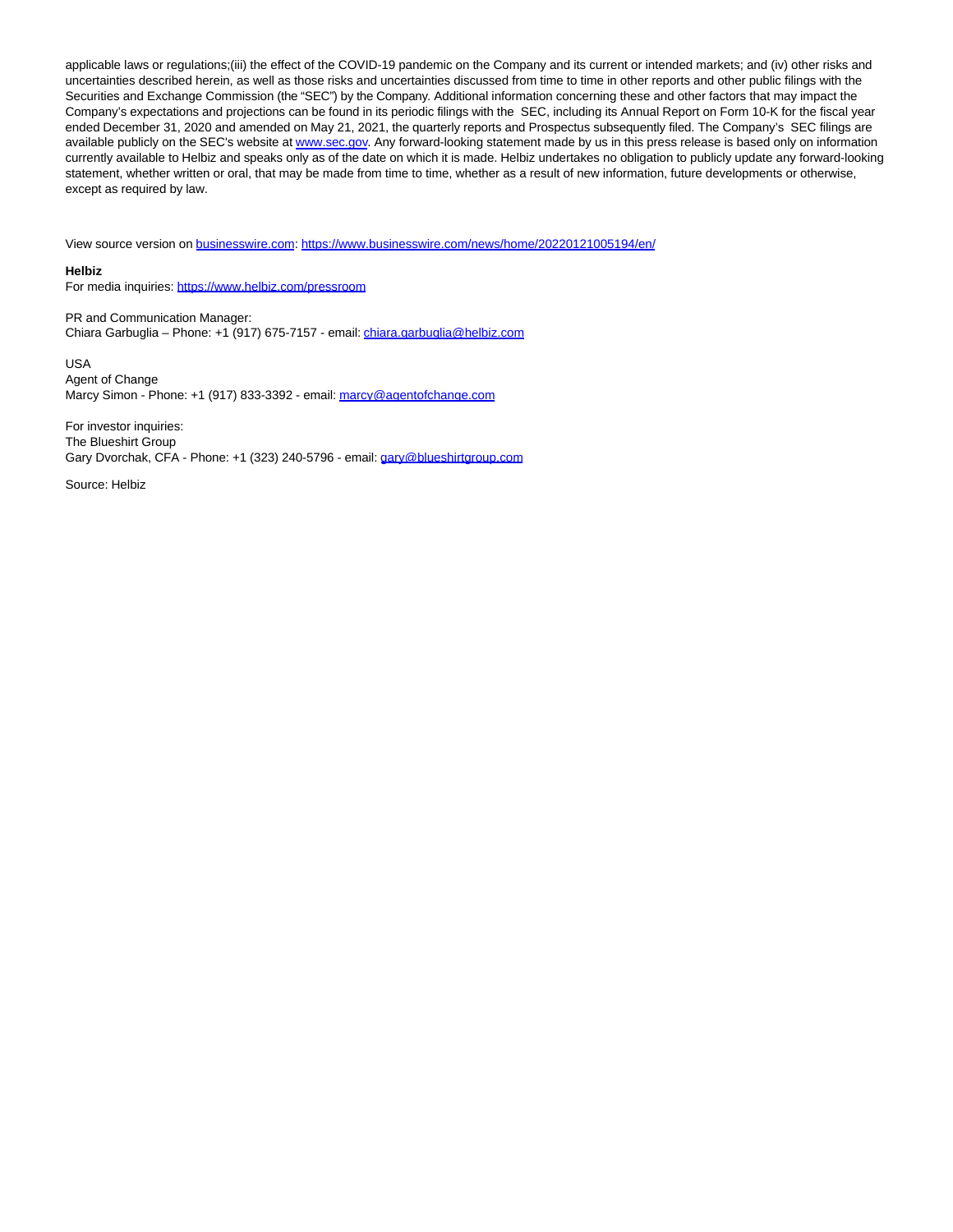applicable laws or regulations;(iii) the effect of the COVID-19 pandemic on the Company and its current or intended markets; and (iv) other risks and uncertainties described herein, as well as those risks and uncertainties discussed from time to time in other reports and other public filings with the Securities and Exchange Commission (the "SEC") by the Company. Additional information concerning these and other factors that may impact the Company's expectations and projections can be found in its periodic filings with the SEC, including its Annual Report on Form 10-K for the fiscal year ended December 31, 2020 and amended on May 21, 2021, the quarterly reports and Prospectus subsequently filed. The Company's SEC filings are available publicly on the SEC's website at www.sec.gov. Any forward-looking statement made by us in this press release is based only on information currently available to Helbiz and speaks only as of the date on which it is made. Helbiz undertakes no obligation to publicly update any forward-looking statement, whether written or oral, that may be made from time to time, whether as a result of new information, future developments or otherwise, except as required by law.

View source version on businesswire.com: https://www.businesswire.com/news/home/20220121005194/en/

**Helbiz**
For media inquiries: https://www.helbiz.com/pressroom

PR and Communication Manager:
Chiara Garbuglia – Phone: +1 (917) 675-7157 - email: chiara.garbuglia@helbiz.com

USA
Agent of Change
Marcy Simon - Phone: +1 (917) 833-3392 - email: marcy@agentofchange.com

For investor inquiries:
The Blueshirt Group
Gary Dvorchak, CFA - Phone: +1 (323) 240-5796 - email: gary@blueshirtgroup.com

Source: Helbiz